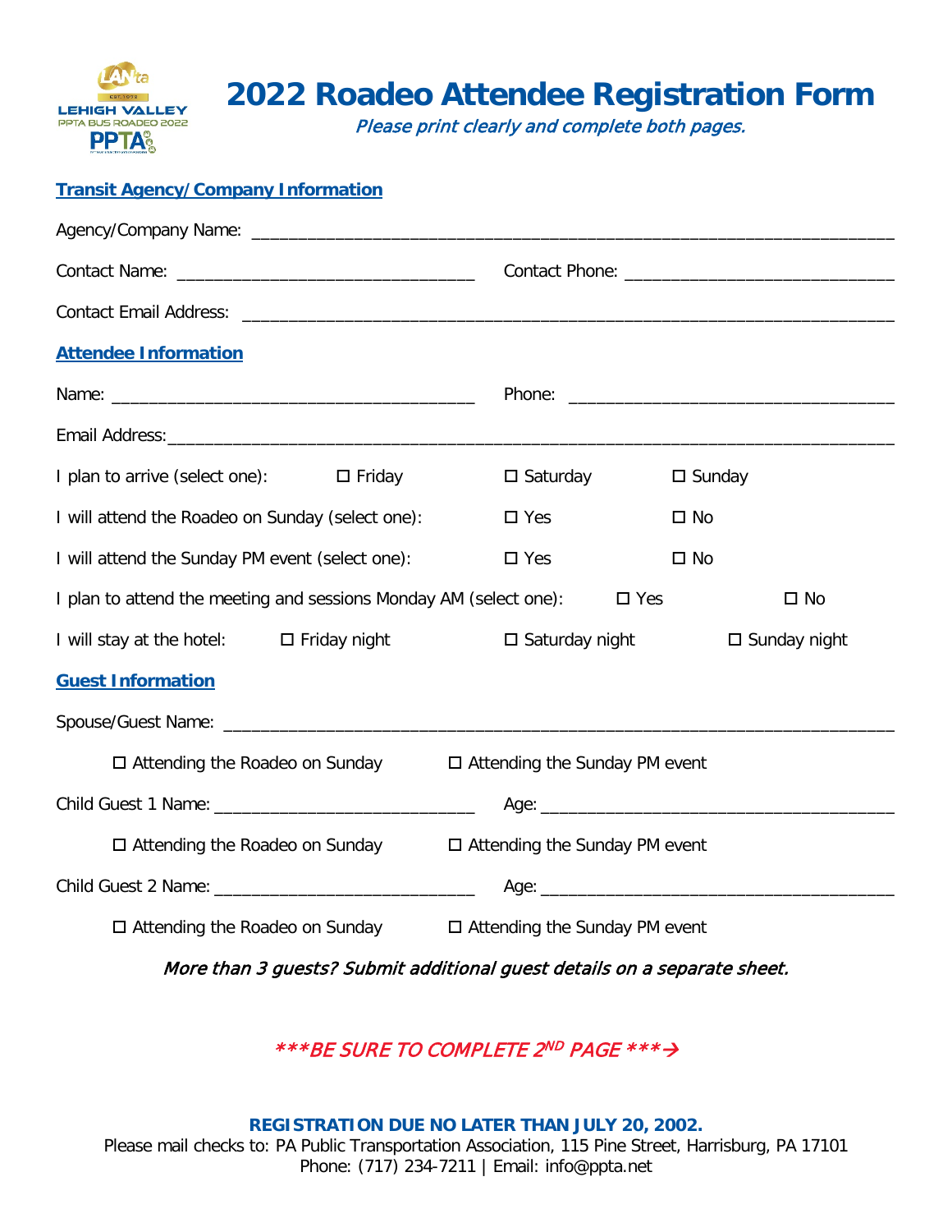# 2022 Roadeo Attendee Registration Form

*Please print clearly and complete both pages.*

## Transit Agency/Company Information

Agency/Company Name: ______________________________________________________________________

Contact Name: ________________________________ Contact Phone: _____________________________

Contact Email Address: ______________________________________________________________________

## Attendee Information

Name: ______________________________________ Phone: __________________________________

Email Address: ______________________________________________________________________________

I plan to arrive (select one): ☐ Friday ☐ Saturday ☐ Sunday

I will attend the Roadeo on Sunday (select one): ☐ Yes ☐ No

I will attend the Sunday PM event (select one): ☐ Yes ☐ No

I plan to attend the meeting and sessions Monday AM (select one): ☐ Yes ☐ No

I will stay at the hotel: ☐ Friday night ☐ Saturday night ☐ Sunday night

## Guest Information

Spouse/Guest Name: _________________________________________________________________________

☐ Attending the Roadeo on Sunday ☐ Attending the Sunday PM event

Child Guest 1 Name: ____________________________ Age: _______________________________________

☐ Attending the Roadeo on Sunday ☐ Attending the Sunday PM event

Child Guest 2 Name: ____________________________ Age: _______________________________________

☐ Attending the Roadeo on Sunday ☐ Attending the Sunday PM event

*More than 3 guests? Submit additional guest details on a separate sheet.*

****BE SURE TO COMPLETE 2ND PAGE ***→*

**REGISTRATION DUE NO LATER THAN JULY 20, 2002.**

Please mail checks to: PA Public Transportation Association, 115 Pine Street, Harrisburg, PA 17101

Phone: (717) 234-7211 | Email: info@ppta.net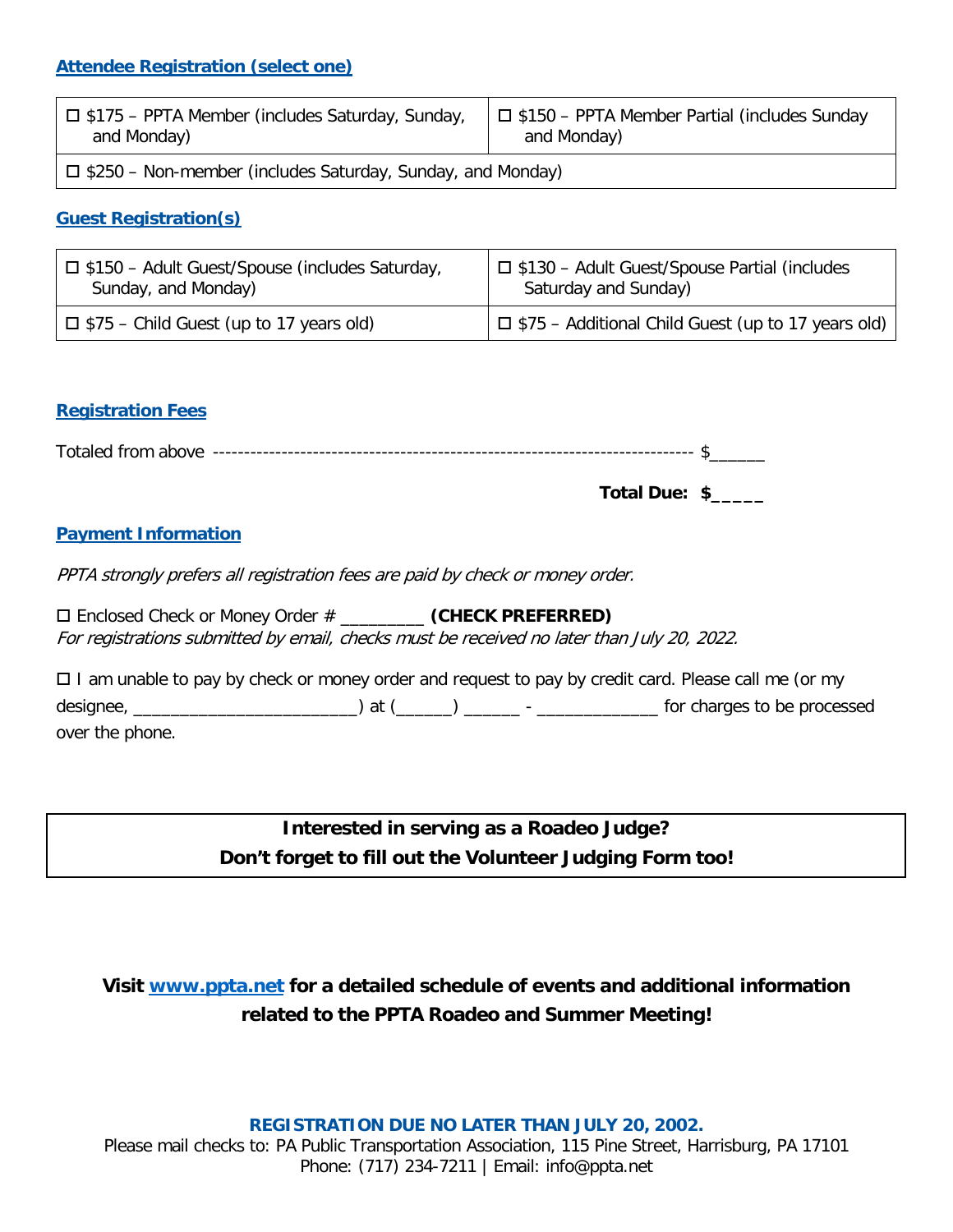### Attendee Registration (select one)

| | |
|---|---|
| ☐ $175 – PPTA Member (includes Saturday, Sunday, and Monday) | ☐ $150 – PPTA Member Partial (includes Sunday and Monday) |
| ☐ $250 – Non-member (includes Saturday, Sunday, and Monday) | |

### Guest Registration(s)

| | |
|---|---|
| ☐ $150 – Adult Guest/Spouse (includes Saturday, Sunday, and Monday) | ☐ $130 – Adult Guest/Spouse Partial (includes Saturday and Sunday) |
| ☐ $75 – Child Guest (up to 17 years old) | ☐ $75 – Additional Child Guest (up to 17 years old) |

### Registration Fees

Totaled from above ---------------------------------------------------------------------------- $______

**Total Due: $_____**

### Payment Information

*PPTA strongly prefers all registration fees are paid by check or money order.*

☐ Enclosed Check or Money Order # _________ **(CHECK PREFERRED)**
*For registrations submitted by email, checks must be received no later than July 20, 2022.*

☐ I am unable to pay by check or money order and request to pay by credit card. Please call me (or my designee, ________________________) at (______) ______ - _____________ for charges to be processed over the phone.

**Interested in serving as a Roadeo Judge?**
**Don't forget to fill out the Volunteer Judging Form too!**

**Visit www.ppta.net for a detailed schedule of events and additional information related to the PPTA Roadeo and Summer Meeting!**

**REGISTRATION DUE NO LATER THAN JULY 20, 2002.**
Please mail checks to: PA Public Transportation Association, 115 Pine Street, Harrisburg, PA 17101
Phone: (717) 234-7211 | Email: info@ppta.net